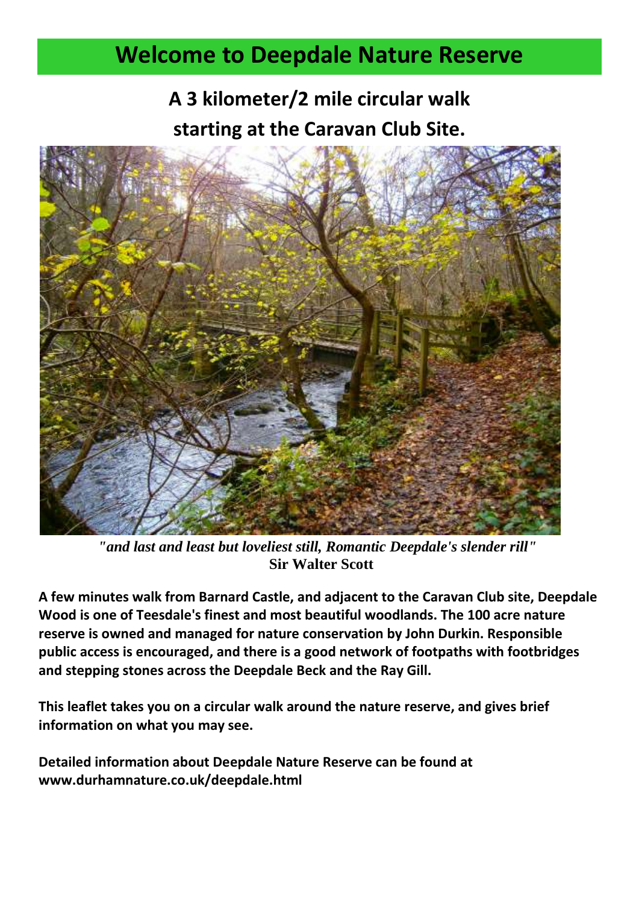# Welcome to Deepdale Nature Reserve

## A 3 kilometer/2 mile circular walk starting at the Caravan Club Site.

*"and last and least but loveliest still, Romantic Deepdale's slender rill"*
**Sir Walter Scott**

**A few minutes walk from Barnard Castle, and adjacent to the Caravan Club site, Deepdale Wood is one of Teesdale's finest and most beautiful woodlands. The 100 acre nature reserve is owned and managed for nature conservation by John Durkin. Responsible public access is encouraged, and there is a good network of footpaths with footbridges and stepping stones across the Deepdale Beck and the Ray Gill.**

**This leaflet takes you on a circular walk around the nature reserve, and gives brief information on what you may see.**

**Detailed information about Deepdale Nature Reserve can be found at www.durhamnature.co.uk/deepdale.html**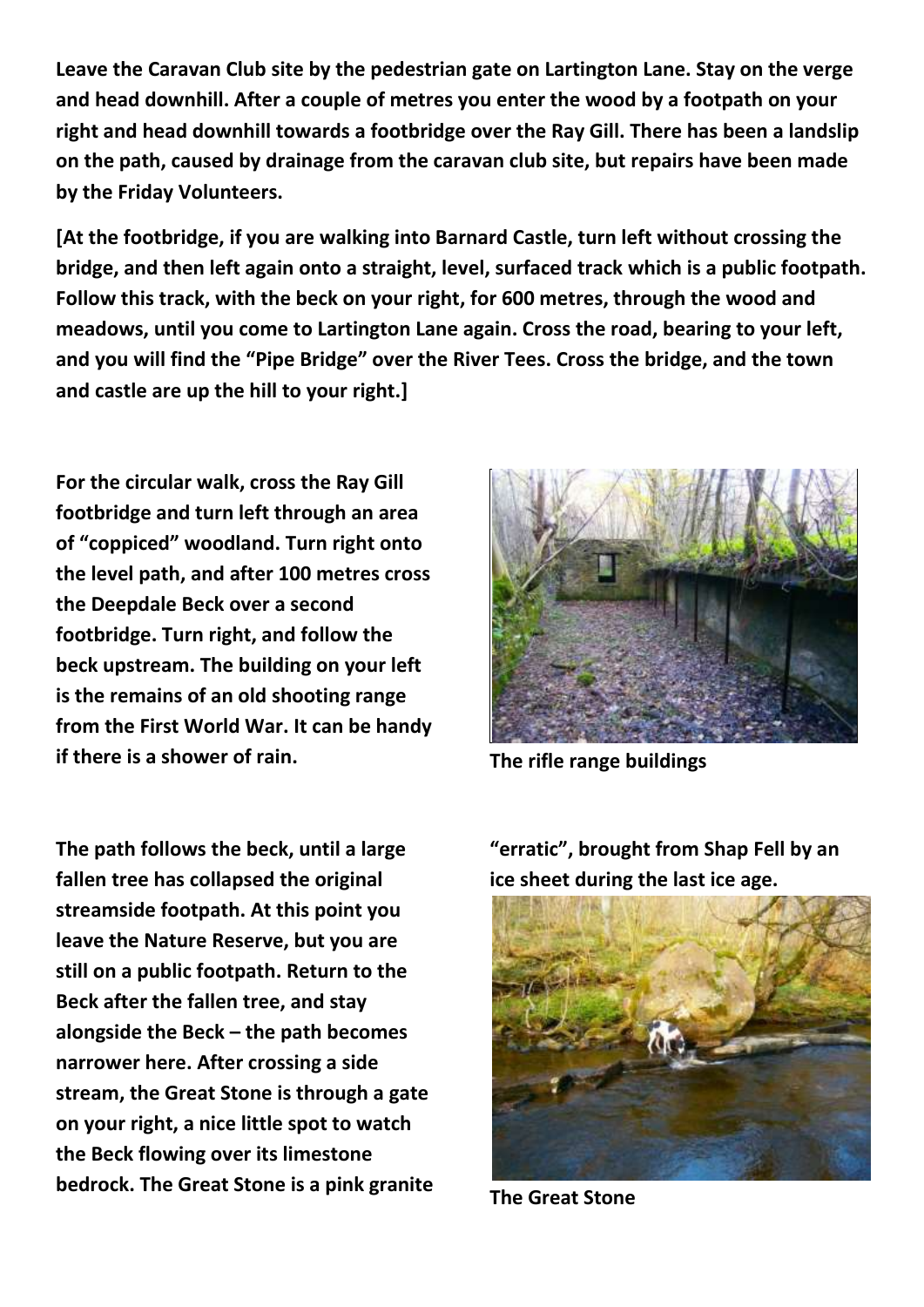**Leave the Caravan Club site by the pedestrian gate on Lartington Lane. Stay on the verge and head downhill. After a couple of metres you enter the wood by a footpath on your right and head downhill towards a footbridge over the Ray Gill. There has been a landslip on the path, caused by drainage from the caravan club site, but repairs have been made by the Friday Volunteers.**

**[At the footbridge, if you are walking into Barnard Castle, turn left without crossing the bridge, and then left again onto a straight, level, surfaced track which is a public footpath. Follow this track, with the beck on your right, for 600 metres, through the wood and meadows, until you come to Lartington Lane again. Cross the road, bearing to your left, and you will find the "Pipe Bridge" over the River Tees. Cross the bridge, and the town and castle are up the hill to your right.]**

**For the circular walk, cross the Ray Gill footbridge and turn left through an area of "coppiced" woodland. Turn right onto the level path, and after 100 metres cross the Deepdale Beck over a second footbridge. Turn right, and follow the beck upstream. The building on your left is the remains of an old shooting range from the First World War. It can be handy if there is a shower of rain.**

**The rifle range buildings**

**The path follows the beck, until a large fallen tree has collapsed the original streamside footpath. At this point you leave the Nature Reserve, but you are still on a public footpath. Return to the Beck after the fallen tree, and stay alongside the Beck – the path becomes narrower here. After crossing a side stream, the Great Stone is through a gate on your right, a nice little spot to watch the Beck flowing over its limestone bedrock. The Great Stone is a pink granite "erratic", brought from Shap Fell by an ice sheet during the last ice age.**

**The Great Stone**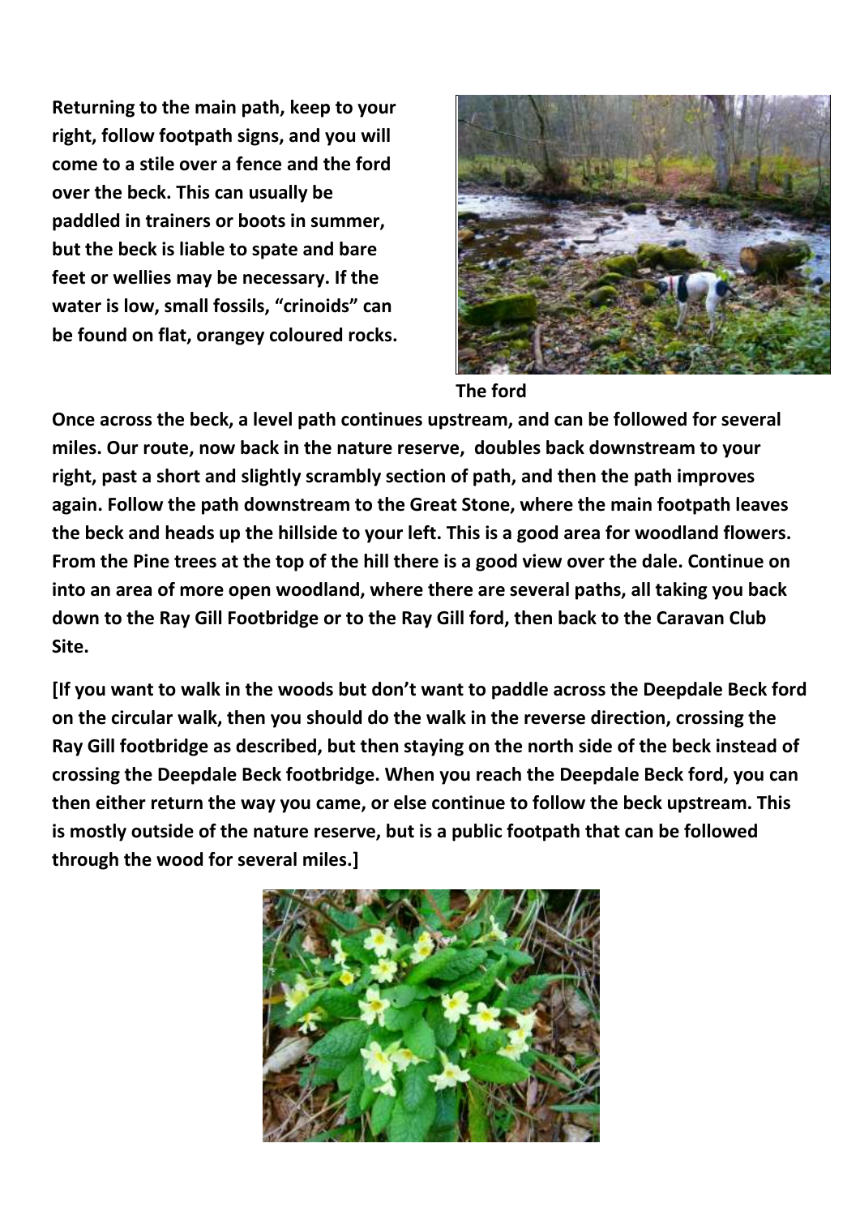**Returning to the main path, keep to your right, follow footpath signs, and you will come to a stile over a fence and the ford over the beck. This can usually be paddled in trainers or boots in summer, but the beck is liable to spate and bare feet or wellies may be necessary. If the water is low, small fossils, "crinoids" can be found on flat, orangey coloured rocks.**

**The ford**

**Once across the beck, a level path continues upstream, and can be followed for several miles. Our route, now back in the nature reserve, doubles back downstream to your right, past a short and slightly scrambly section of path, and then the path improves again. Follow the path downstream to the Great Stone, where the main footpath leaves the beck and heads up the hillside to your left. This is a good area for woodland flowers. From the Pine trees at the top of the hill there is a good view over the dale. Continue on into an area of more open woodland, where there are several paths, all taking you back down to the Ray Gill Footbridge or to the Ray Gill ford, then back to the Caravan Club Site.**

**[If you want to walk in the woods but don't want to paddle across the Deepdale Beck ford on the circular walk, then you should do the walk in the reverse direction, crossing the Ray Gill footbridge as described, but then staying on the north side of the beck instead of crossing the Deepdale Beck footbridge. When you reach the Deepdale Beck ford, you can then either return the way you came, or else continue to follow the beck upstream. This is mostly outside of the nature reserve, but is a public footpath that can be followed through the wood for several miles.]**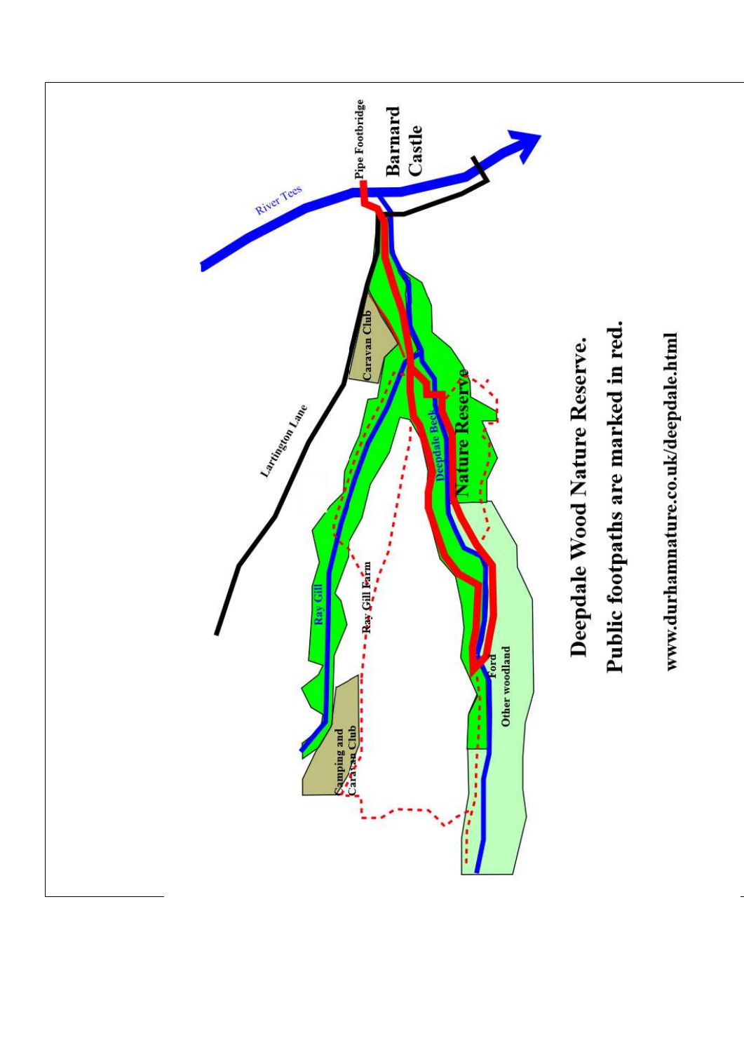River Tees

Pipe Footbridge

Barnard Castle

Lartington Lane

Caravan Club

Nature Reserve

Deepdale Beck

Ray Gill

Ray Gill Farm

Ford

Other woodland

Camping and Caravan Club

**Deepdale Wood Nature Reserve.**

**Public footpaths are marked in red.**

**www.durhamnature.co.uk/deepdale.html**